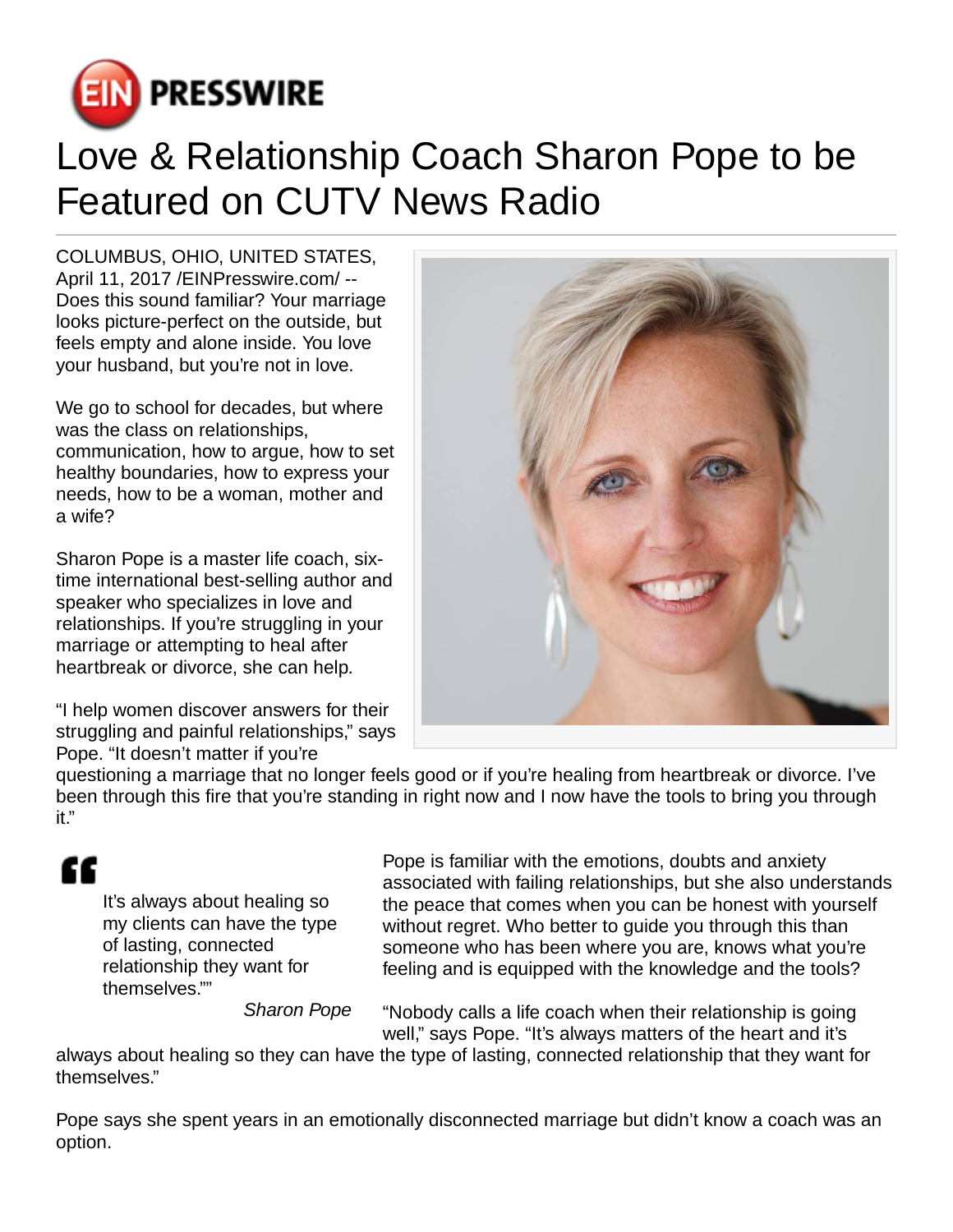# Love & Relationship Coach Sharon Pope to be Featured on CUTV News Radio

COLUMBUS, OHIO, UNITED STATES, April 11, 2017 /EINPresswire.com/ -- Does this sound familiar? Your marriage looks picture-perfect on the outside, but feels empty and alone inside. You love your husband, but you're not in love.

We go to school for decades, but where was the class on relationships, communication, how to argue, how to set healthy boundaries, how to express your needs, how to be a woman, mother and a wife?

Sharon Pope is a master life coach, six-time international best-selling author and speaker who specializes in love and relationships. If you're struggling in your marriage or attempting to heal after heartbreak or divorce, she can help.

"I help women discover answers for their struggling and painful relationships," says Pope. "It doesn't matter if you're questioning a marriage that no longer feels good or if you're healing from heartbreak or divorce. I've been through this fire that you're standing in right now and I now have the tools to bring you through it."

> It's always about healing so my clients can have the type of lasting, connected relationship they want for themselves.""
>
> *Sharon Pope*

Pope is familiar with the emotions, doubts and anxiety associated with failing relationships, but she also understands the peace that comes when you can be honest with yourself without regret. Who better to guide you through this than someone who has been where you are, knows what you're feeling and is equipped with the knowledge and the tools?

"Nobody calls a life coach when their relationship is going well," says Pope. "It's always matters of the heart and it's always about healing so they can have the type of lasting, connected relationship that they want for themselves."

Pope says she spent years in an emotionally disconnected marriage but didn't know a coach was an option.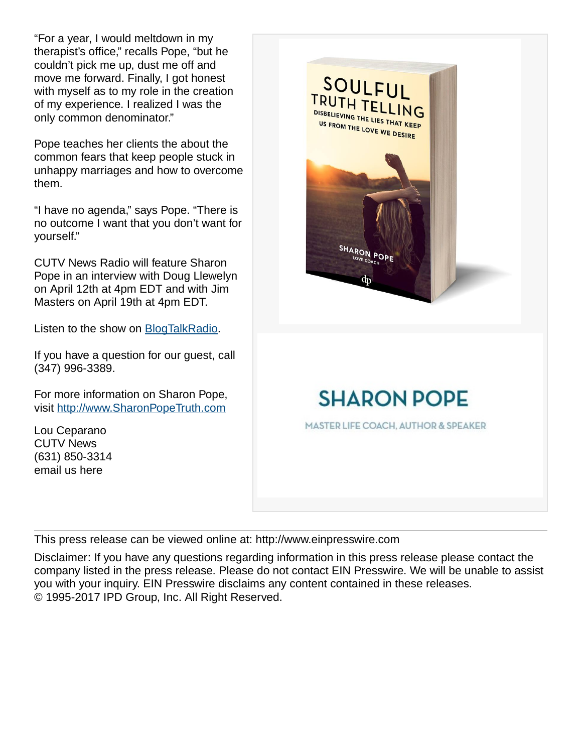"For a year, I would meltdown in my therapist's office," recalls Pope, "but he couldn't pick me up, dust me off and move me forward. Finally, I got honest with myself as to my role in the creation of my experience. I realized I was the only common denominator."

Pope teaches her clients the about the common fears that keep people stuck in unhappy marriages and how to overcome them.

"I have no agenda," says Pope. "There is no outcome I want that you don't want for yourself."

CUTV News Radio will feature Sharon Pope in an interview with Doug Llewelyn on April 12th at 4pm EDT and with Jim Masters on April 19th at 4pm EDT.

Listen to the show on [BlogTalkRadio](BlogTalkRadio).

If you have a question for our guest, call (347) 996-3389.

For more information on Sharon Pope, visit [http://www.SharonPopeTruth.com](http://www.SharonPopeTruth.com)

Lou Ceparano
CUTV News
(631) 850-3314
email us here

---

This press release can be viewed online at: http://www.einpresswire.com

Disclaimer: If you have any questions regarding information in this press release please contact the company listed in the press release. Please do not contact EIN Presswire. We will be unable to assist you with your inquiry. EIN Presswire disclaims any content contained in these releases.
© 1995-2017 IPD Group, Inc. All Right Reserved.